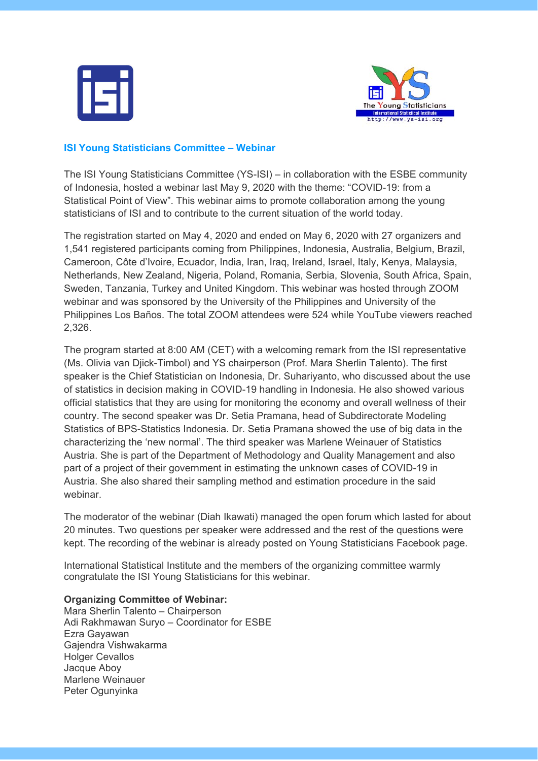## ISI Young Statisticians Committee – Webinar

The ISI Young Statisticians Committee (YS-ISI) – in collaboration with the ESBE community of Indonesia, hosted a webinar last May 9, 2020 with the theme: "COVID-19: from a Statistical Point of View". This webinar aims to promote collaboration among the young statisticians of ISI and to contribute to the current situation of the world today.

The registration started on May 4, 2020 and ended on May 6, 2020 with 27 organizers and 1,541 registered participants coming from Philippines, Indonesia, Australia, Belgium, Brazil, Cameroon, Côte d'Ivoire, Ecuador, India, Iran, Iraq, Ireland, Israel, Italy, Kenya, Malaysia, Netherlands, New Zealand, Nigeria, Poland, Romania, Serbia, Slovenia, South Africa, Spain, Sweden, Tanzania, Turkey and United Kingdom. This webinar was hosted through ZOOM webinar and was sponsored by the University of the Philippines and University of the Philippines Los Baños. The total ZOOM attendees were 524 while YouTube viewers reached 2,326.

The program started at 8:00 AM (CET) with a welcoming remark from the ISI representative (Ms. Olivia van Djick-Timbol) and YS chairperson (Prof. Mara Sherlin Talento). The first speaker is the Chief Statistician on Indonesia, Dr. Suhariyanto, who discussed about the use of statistics in decision making in COVID-19 handling in Indonesia. He also showed various official statistics that they are using for monitoring the economy and overall wellness of their country. The second speaker was Dr. Setia Pramana, head of Subdirectorate Modeling Statistics of BPS-Statistics Indonesia. Dr. Setia Pramana showed the use of big data in the characterizing the 'new normal'. The third speaker was Marlene Weinauer of Statistics Austria. She is part of the Department of Methodology and Quality Management and also part of a project of their government in estimating the unknown cases of COVID-19 in Austria. She also shared their sampling method and estimation procedure in the said webinar.

The moderator of the webinar (Diah Ikawati) managed the open forum which lasted for about 20 minutes. Two questions per speaker were addressed and the rest of the questions were kept. The recording of the webinar is already posted on Young Statisticians Facebook page.

International Statistical Institute and the members of the organizing committee warmly congratulate the ISI Young Statisticians for this webinar.

**Organizing Committee of Webinar:**
Mara Sherlin Talento – Chairperson
Adi Rakhmawan Suryo – Coordinator for ESBE
Ezra Gayawan
Gajendra Vishwakarma
Holger Cevallos
Jacque Aboy
Marlene Weinauer
Peter Ogunyinka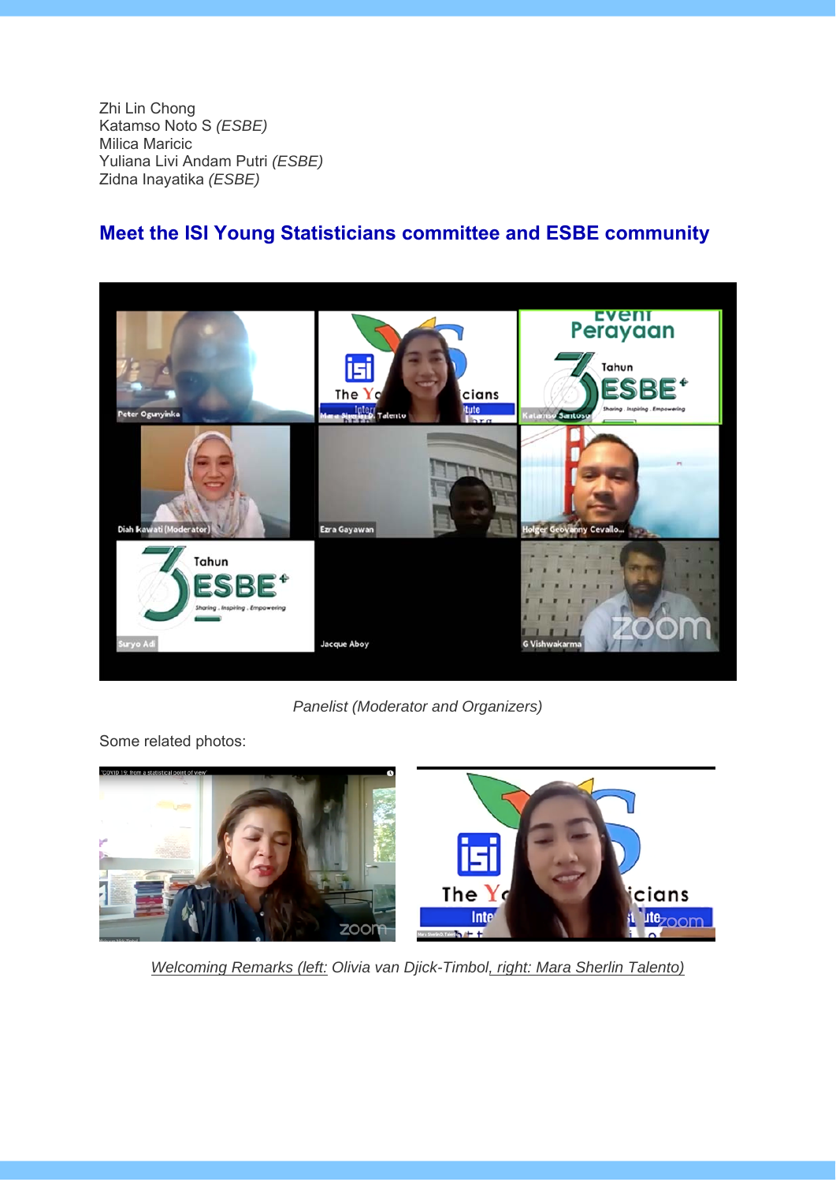Zhi Lin Chong
Katamso Noto S *(ESBE)*
Milica Maricic
Yuliana Livi Andam Putri *(ESBE)*
Zidna Inayatika *(ESBE)*

## Meet the ISI Young Statisticians committee and ESBE community

*Panelist (Moderator and Organizers)*

Some related photos:

*Welcoming Remarks (left: Olivia van Djick-Timbol, right: Mara Sherlin Talento)*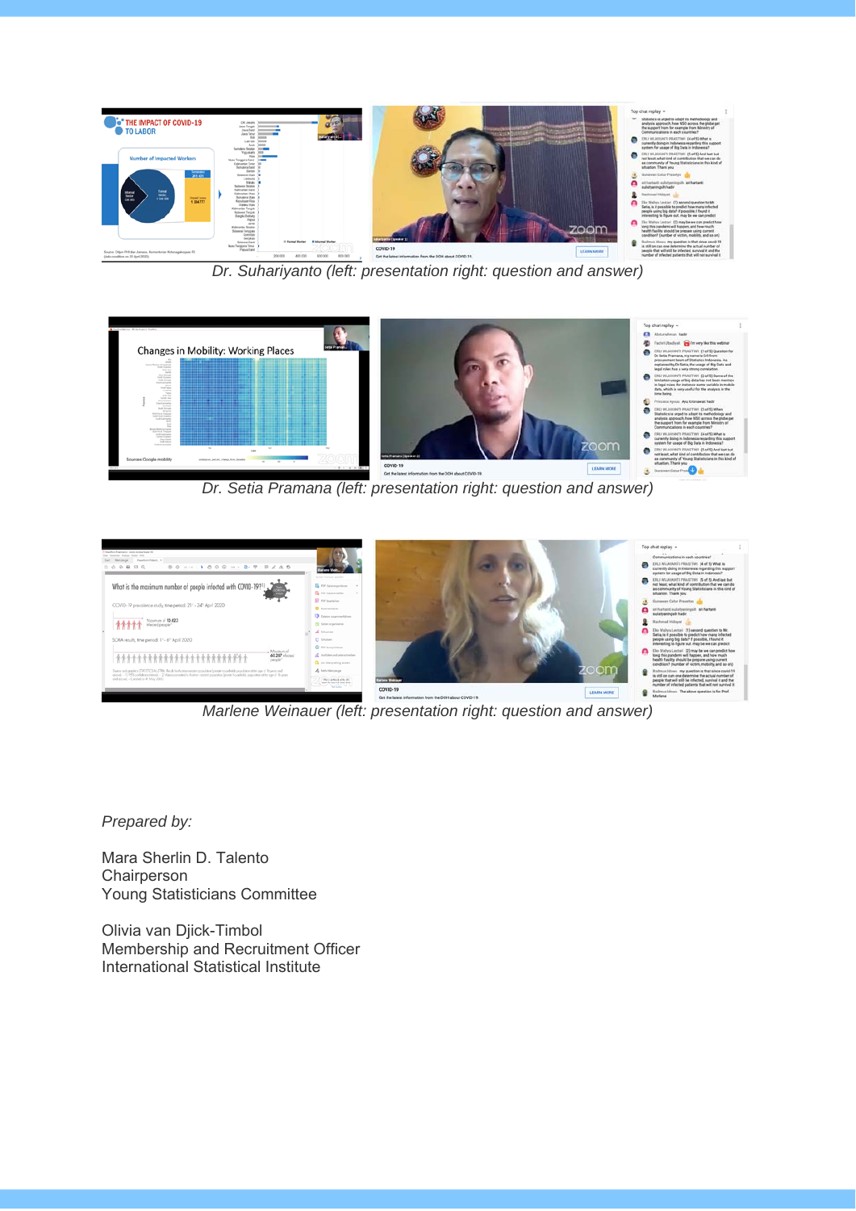*Dr. Suhariyanto (left: presentation right: question and answer)*

*Dr. Setia Pramana (left: presentation right: question and answer)*

*Marlene Weinauer (left: presentation right: question and answer)*

*Prepared by:*

Mara Sherlin D. Talento
Chairperson
Young Statisticians Committee

Olivia van Djick-Timbol
Membership and Recruitment Officer
International Statistical Institute